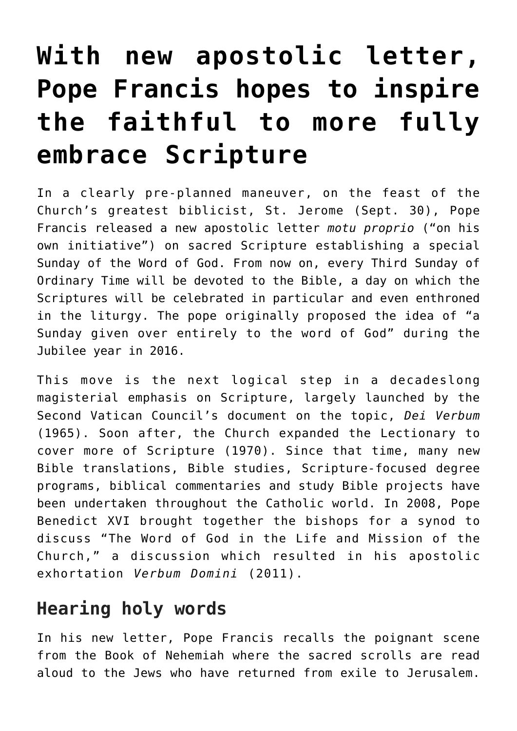# With new apostolic letter, Pope Francis hopes to inspire the faithful to more fully embrace Scripture

In a clearly pre-planned maneuver, on the feast of the Church's greatest biblicist, St. Jerome (Sept. 30), Pope Francis released a new apostolic letter *motu proprio* ("on his own initiative") on sacred Scripture establishing a special Sunday of the Word of God. From now on, every Third Sunday of Ordinary Time will be devoted to the Bible, a day on which the Scriptures will be celebrated in particular and even enthroned in the liturgy. The pope originally proposed the idea of "a Sunday given over entirely to the word of God" during the Jubilee year in 2016.

This move is the next logical step in a decadeslong magisterial emphasis on Scripture, largely launched by the Second Vatican Council's document on the topic, *Dei Verbum* (1965). Soon after, the Church expanded the Lectionary to cover more of Scripture (1970). Since that time, many new Bible translations, Bible studies, Scripture-focused degree programs, biblical commentaries and study Bible projects have been undertaken throughout the Catholic world. In 2008, Pope Benedict XVI brought together the bishops for a synod to discuss "The Word of God in the Life and Mission of the Church," a discussion which resulted in his apostolic exhortation *Verbum Domini* (2011).

## Hearing holy words

In his new letter, Pope Francis recalls the poignant scene from the Book of Nehemiah where the sacred scrolls are read aloud to the Jews who have returned from exile to Jerusalem.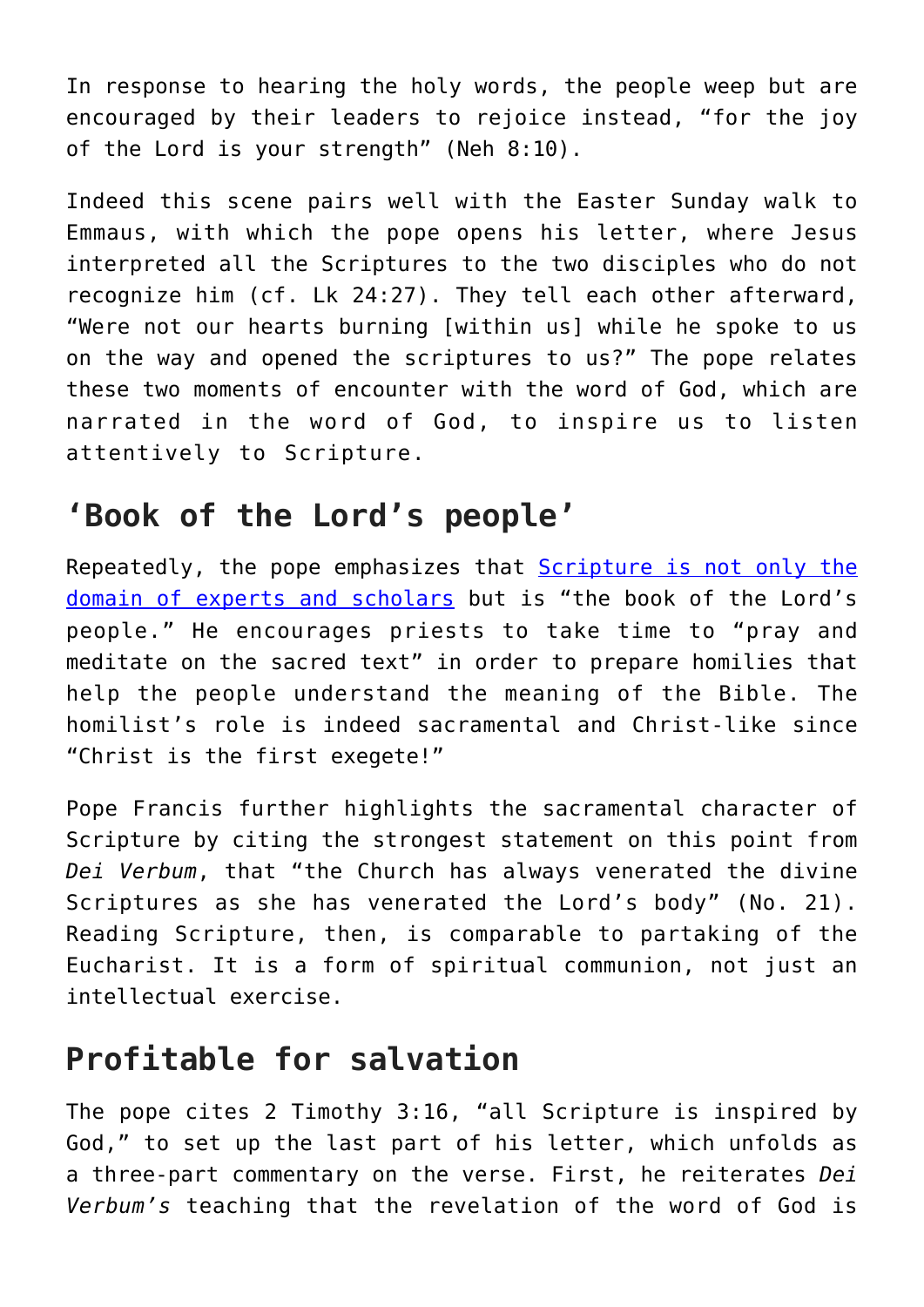In response to hearing the holy words, the people weep but are encouraged by their leaders to rejoice instead, "for the joy of the Lord is your strength" (Neh 8:10).

Indeed this scene pairs well with the Easter Sunday walk to Emmaus, with which the pope opens his letter, where Jesus interpreted all the Scriptures to the two disciples who do not recognize him (cf. Lk 24:27). They tell each other afterward, "Were not our hearts burning [within us] while he spoke to us on the way and opened the scriptures to us?" The pope relates these two moments of encounter with the word of God, which are narrated in the word of God, to inspire us to listen attentively to Scripture.

## 'Book of the Lord's people'

Repeatedly, the pope emphasizes that Scripture is not only the domain of experts and scholars but is "the book of the Lord's people." He encourages priests to take time to "pray and meditate on the sacred text" in order to prepare homilies that help the people understand the meaning of the Bible. The homilist's role is indeed sacramental and Christ-like since "Christ is the first exegete!"

Pope Francis further highlights the sacramental character of Scripture by citing the strongest statement on this point from *Dei Verbum*, that "the Church has always venerated the divine Scriptures as she has venerated the Lord's body" (No. 21). Reading Scripture, then, is comparable to partaking of the Eucharist. It is a form of spiritual communion, not just an intellectual exercise.

## Profitable for salvation

The pope cites 2 Timothy 3:16, "all Scripture is inspired by God," to set up the last part of his letter, which unfolds as a three-part commentary on the verse. First, he reiterates *Dei Verbum's* teaching that the revelation of the word of God is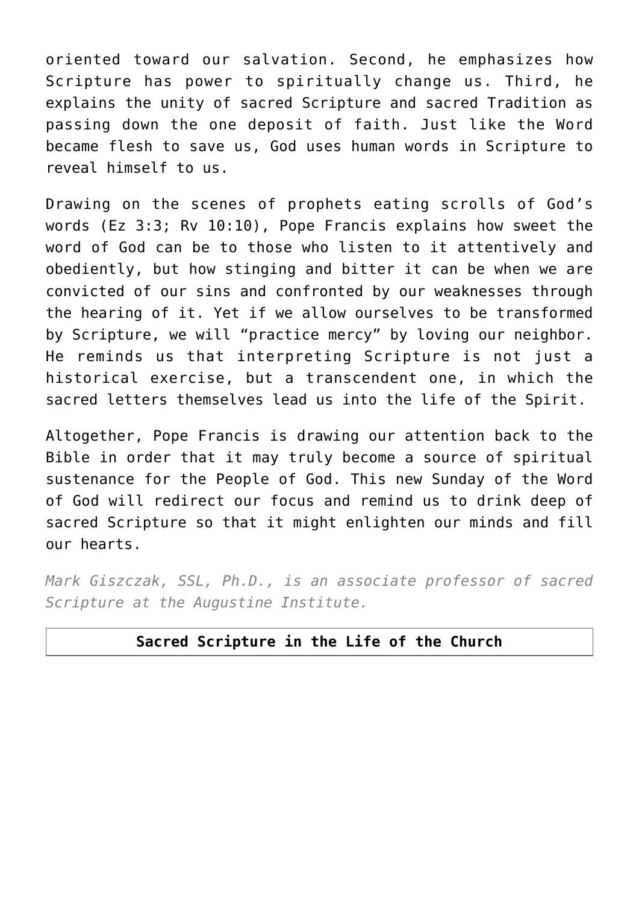oriented toward our salvation. Second, he emphasizes how Scripture has power to spiritually change us. Third, he explains the unity of sacred Scripture and sacred Tradition as passing down the one deposit of faith. Just like the Word became flesh to save us, God uses human words in Scripture to reveal himself to us.

Drawing on the scenes of prophets eating scrolls of God's words (Ez 3:3; Rv 10:10), Pope Francis explains how sweet the word of God can be to those who listen to it attentively and obediently, but how stinging and bitter it can be when we are convicted of our sins and confronted by our weaknesses through the hearing of it. Yet if we allow ourselves to be transformed by Scripture, we will "practice mercy" by loving our neighbor. He reminds us that interpreting Scripture is not just a historical exercise, but a transcendent one, in which the sacred letters themselves lead us into the life of the Spirit.

Altogether, Pope Francis is drawing our attention back to the Bible in order that it may truly become a source of spiritual sustenance for the People of God. This new Sunday of the Word of God will redirect our focus and remind us to drink deep of sacred Scripture so that it might enlighten our minds and fill our hearts.

*Mark Giszczak, SSL, Ph.D., is an associate professor of sacred Scripture at the Augustine Institute.*

| **Sacred Scripture in the Life of the Church** |
| --- |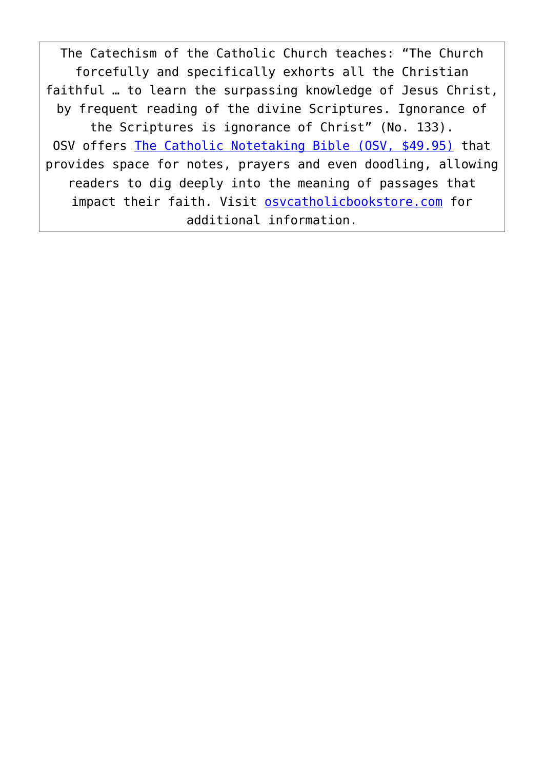The Catechism of the Catholic Church teaches: "The Church forcefully and specifically exhorts all the Christian faithful … to learn the surpassing knowledge of Jesus Christ, by frequent reading of the divine Scriptures. Ignorance of the Scriptures is ignorance of Christ" (No. 133).

OSV offers The Catholic Notetaking Bible (OSV, $49.95) that provides space for notes, prayers and even doodling, allowing readers to dig deeply into the meaning of passages that impact their faith. Visit osvcatholicbookstore.com for additional information.